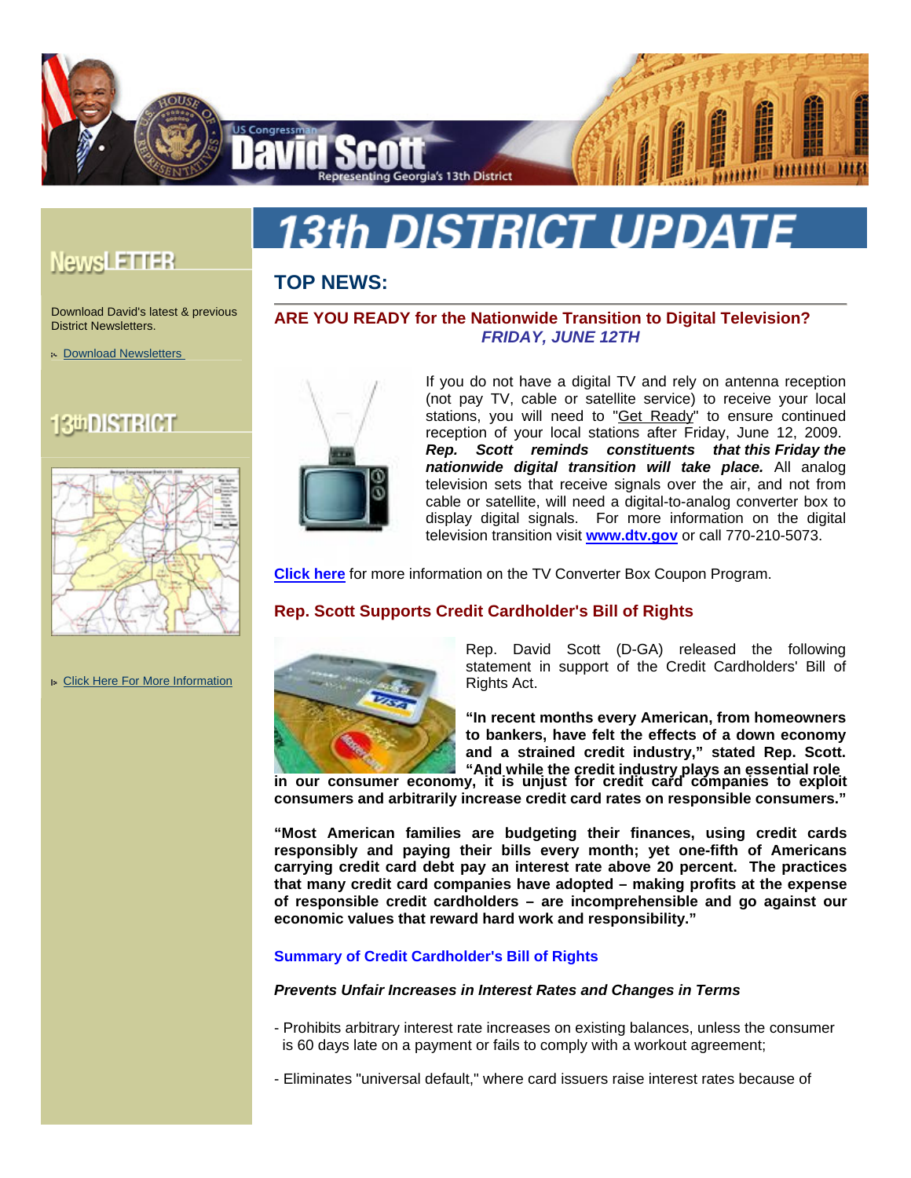US Congressman **David Scott**
Representing Georgia's 13th District

## NewsLETTER

Download David's latest & previous District Newsletters.

- Download Newsletters

## 13th DISTRICT

- Click Here For More Information

# 13th DISTRICT UPDATE

## TOP NEWS:

### ARE YOU READY for the Nationwide Transition to Digital Television?
***FRIDAY, JUNE 12TH***

If you do not have a digital TV and rely on antenna reception (not pay TV, cable or satellite service) to receive your local stations, you will need to "Get Ready" to ensure continued reception of your local stations after Friday, June 12, 2009. ***Rep. Scott reminds constituents that this Friday the nationwide digital transition will take place.*** All analog television sets that receive signals over the air, and not from cable or satellite, will need a digital-to-analog converter box to display digital signals. For more information on the digital television transition visit **www.dtv.gov** or call 770-210-5073.

**Click here** for more information on the TV Converter Box Coupon Program.

### Rep. Scott Supports Credit Cardholder's Bill of Rights

Rep. David Scott (D-GA) released the following statement in support of the Credit Cardholders' Bill of Rights Act.

**"In recent months every American, from homeowners to bankers, have felt the effects of a down economy and a strained credit industry," stated Rep. Scott. "And while the credit industry plays an essential role in our consumer economy, it is unjust for credit card companies to exploit consumers and arbitrarily increase credit card rates on responsible consumers."**

**"Most American families are budgeting their finances, using credit cards responsibly and paying their bills every month; yet one-fifth of Americans carrying credit card debt pay an interest rate above 20 percent. The practices that many credit card companies have adopted – making profits at the expense of responsible credit cardholders – are incomprehensible and go against our economic values that reward hard work and responsibility."**

**Summary of Credit Cardholder's Bill of Rights**

***Prevents Unfair Increases in Interest Rates and Changes in Terms***

- Prohibits arbitrary interest rate increases on existing balances, unless the consumer is 60 days late on a payment or fails to comply with a workout agreement;

- Eliminates "universal default," where card issuers raise interest rates because of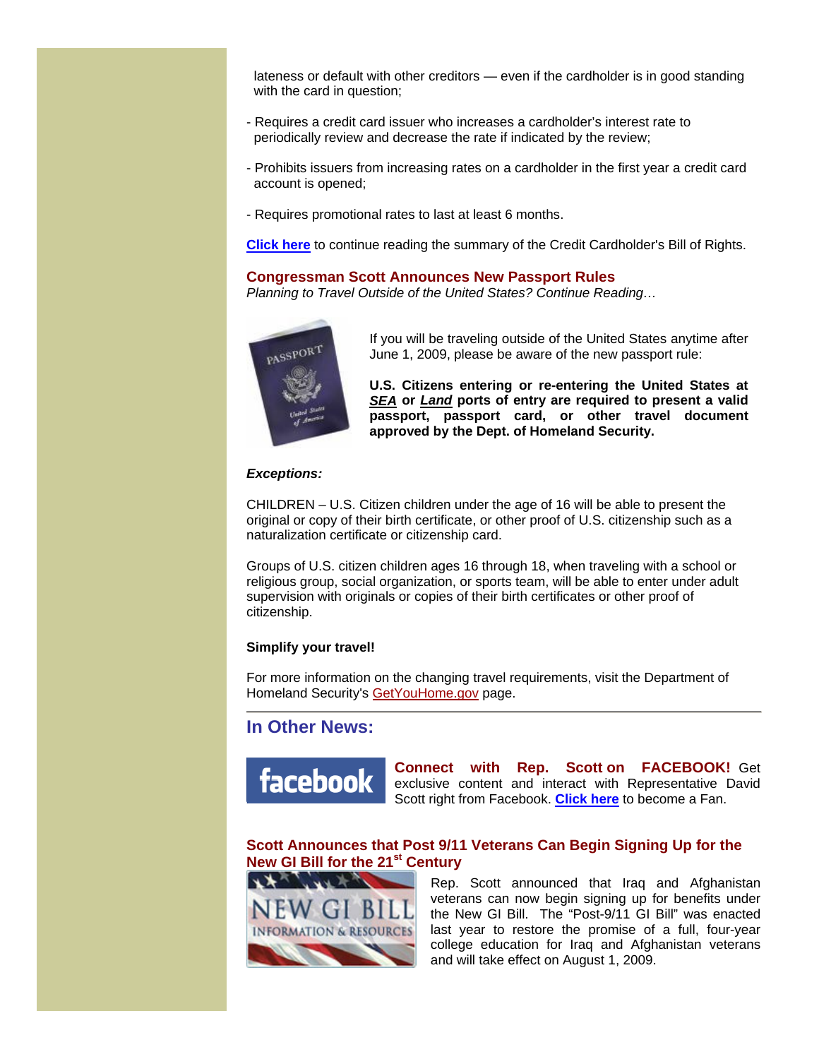lateness or default with other creditors — even if the cardholder is in good standing with the card in question;

- Requires a credit card issuer who increases a cardholder's interest rate to periodically review and decrease the rate if indicated by the review;

- Prohibits issuers from increasing rates on a cardholder in the first year a credit card account is opened;

- Requires promotional rates to last at least 6 months.

**Click here** to continue reading the summary of the Credit Cardholder's Bill of Rights.

### Congressman Scott Announces New Passport Rules

*Planning to Travel Outside of the United States? Continue Reading…*

If you will be traveling outside of the United States anytime after June 1, 2009, please be aware of the new passport rule:

**U.S. Citizens entering or re-entering the United States at *SEA* or *Land* ports of entry are required to present a valid passport, passport card, or other travel document approved by the Dept. of Homeland Security.**

***Exceptions:***

CHILDREN – U.S. Citizen children under the age of 16 will be able to present the original or copy of their birth certificate, or other proof of U.S. citizenship such as a naturalization certificate or citizenship card.

Groups of U.S. citizen children ages 16 through 18, when traveling with a school or religious group, social organization, or sports team, will be able to enter under adult supervision with originals or copies of their birth certificates or other proof of citizenship.

**Simplify your travel!**

For more information on the changing travel requirements, visit the Department of Homeland Security's GetYouHome.gov page.

---

## In Other News:

**Connect with Rep. Scott on FACEBOOK!** Get exclusive content and interact with Representative David Scott right from Facebook. **Click here** to become a Fan.

### Scott Announces that Post 9/11 Veterans Can Begin Signing Up for the New GI Bill for the 21st Century

Rep. Scott announced that Iraq and Afghanistan veterans can now begin signing up for benefits under the New GI Bill. The "Post-9/11 GI Bill" was enacted last year to restore the promise of a full, four-year college education for Iraq and Afghanistan veterans and will take effect on August 1, 2009.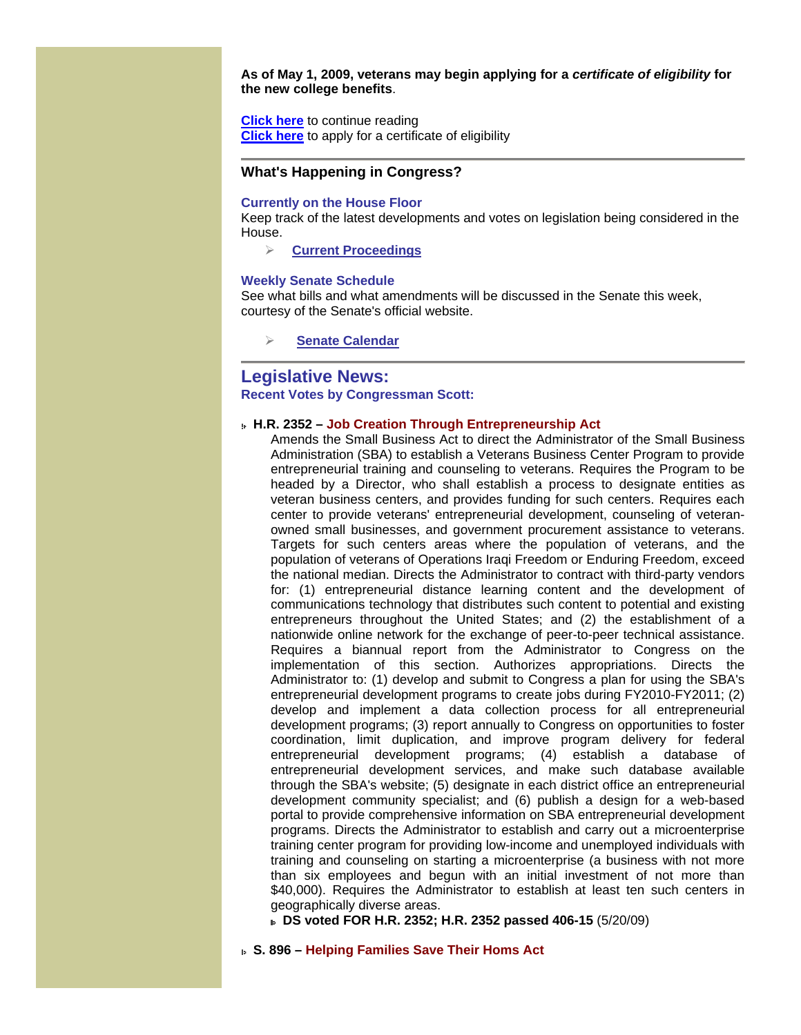**As of May 1, 2009, veterans may begin applying for a *certificate of eligibility* for the new college benefits**.

**Click here** to continue reading
**Click here** to apply for a certificate of eligibility

---

### What's Happening in Congress?

**Currently on the House Floor**
Keep track of the latest developments and votes on legislation being considered in the House.

- **Current Proceedings**

**Weekly Senate Schedule**
See what bills and what amendments will be discussed in the Senate this week, courtesy of the Senate's official website.

- **Senate Calendar**

---

## Legislative News:

**Recent Votes by Congressman Scott:**

- **H.R. 2352 – Job Creation Through Entrepreneurship Act**
  Amends the Small Business Act to direct the Administrator of the Small Business Administration (SBA) to establish a Veterans Business Center Program to provide entrepreneurial training and counseling to veterans. Requires the Program to be headed by a Director, who shall establish a process to designate entities as veteran business centers, and provides funding for such centers. Requires each center to provide veterans' entrepreneurial development, counseling of veteran-owned small businesses, and government procurement assistance to veterans. Targets for such centers areas where the population of veterans, and the population of veterans of Operations Iraqi Freedom or Enduring Freedom, exceed the national median. Directs the Administrator to contract with third-party vendors for: (1) entrepreneurial distance learning content and the development of communications technology that distributes such content to potential and existing entrepreneurs throughout the United States; and (2) the establishment of a nationwide online network for the exchange of peer-to-peer technical assistance. Requires a biannual report from the Administrator to Congress on the implementation of this section. Authorizes appropriations. Directs the Administrator to: (1) develop and submit to Congress a plan for using the SBA's entrepreneurial development programs to create jobs during FY2010-FY2011; (2) develop and implement a data collection process for all entrepreneurial development programs; (3) report annually to Congress on opportunities to foster coordination, limit duplication, and improve program delivery for federal entrepreneurial development programs; (4) establish a database of entrepreneurial development services, and make such database available through the SBA's website; (5) designate in each district office an entrepreneurial development community specialist; and (6) publish a design for a web-based portal to provide comprehensive information on SBA entrepreneurial development programs. Directs the Administrator to establish and carry out a microenterprise training center program for providing low-income and unemployed individuals with training and counseling on starting a microenterprise (a business with not more than six employees and begun with an initial investment of not more than $40,000). Requires the Administrator to establish at least ten such centers in geographically diverse areas.
  - **DS voted FOR H.R. 2352; H.R. 2352 passed 406-15** (5/20/09)

- **S. 896 – Helping Families Save Their Homs Act**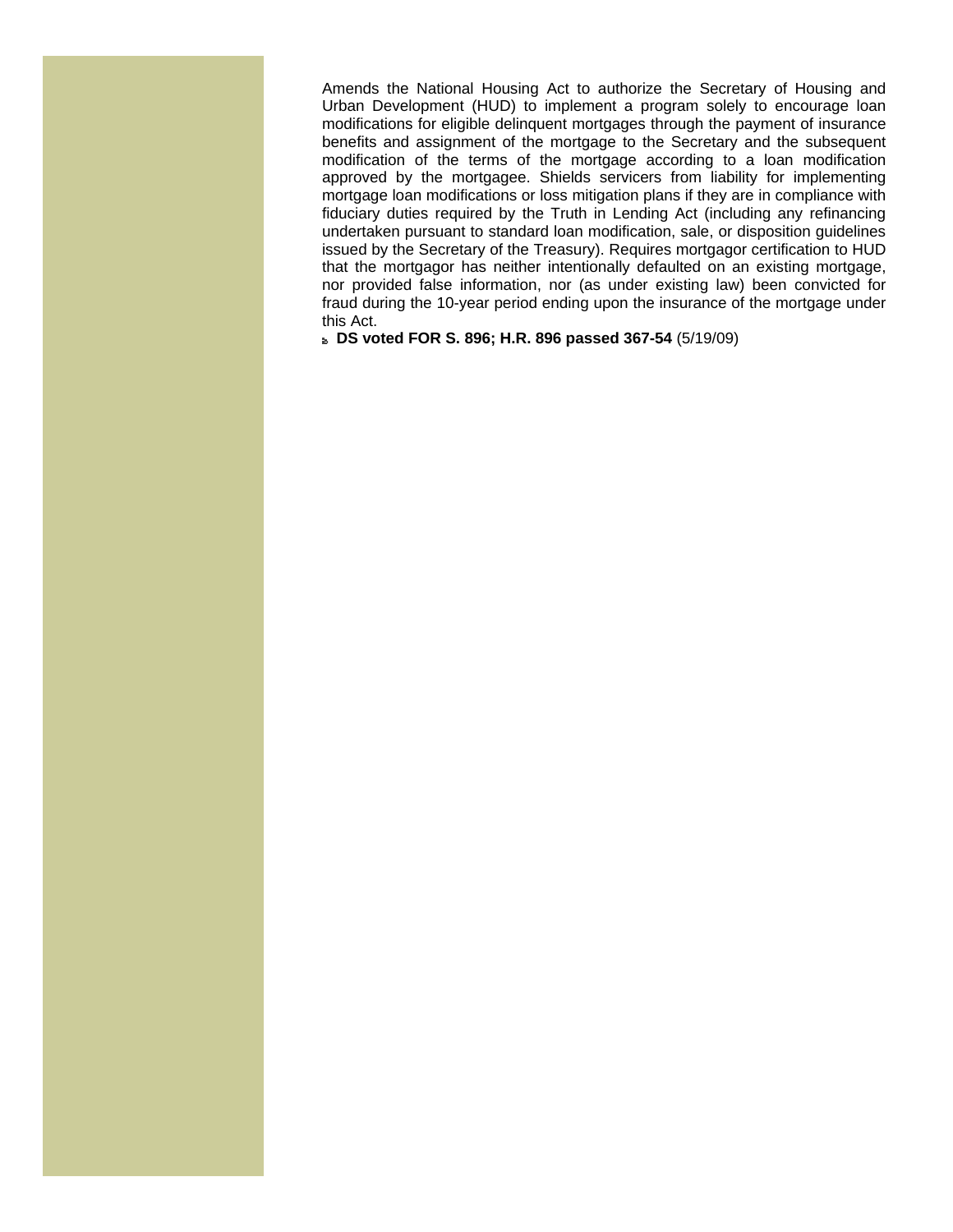Amends the National Housing Act to authorize the Secretary of Housing and Urban Development (HUD) to implement a program solely to encourage loan modifications for eligible delinquent mortgages through the payment of insurance benefits and assignment of the mortgage to the Secretary and the subsequent modification of the terms of the mortgage according to a loan modification approved by the mortgagee. Shields servicers from liability for implementing mortgage loan modifications or loss mitigation plans if they are in compliance with fiduciary duties required by the Truth in Lending Act (including any refinancing undertaken pursuant to standard loan modification, sale, or disposition guidelines issued by the Secretary of the Treasury). Requires mortgagor certification to HUD that the mortgagor has neither intentionally defaulted on an existing mortgage, nor provided false information, nor (as under existing law) been convicted for fraud during the 10-year period ending upon the insurance of the mortgage under this Act.

- **DS voted FOR S. 896; H.R. 896 passed 367-54** (5/19/09)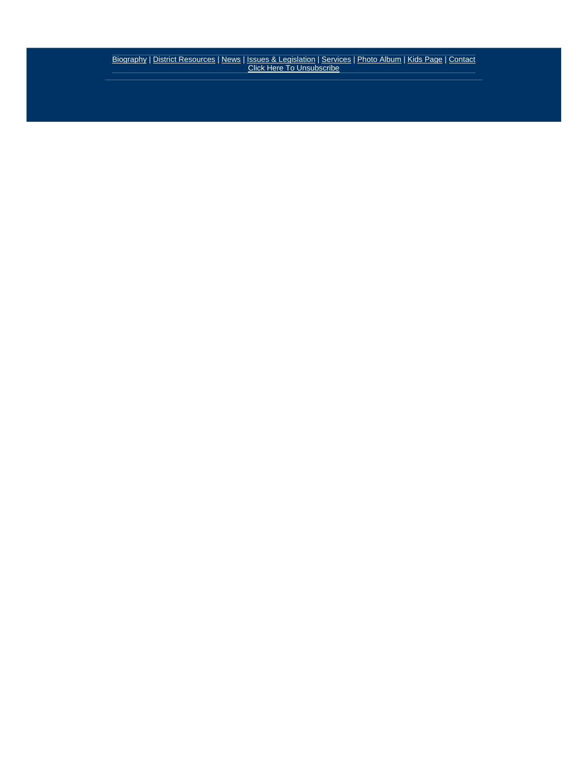Biography | District Resources | News | Issues & Legislation | Services | Photo Album | Kids Page | Contact

Click Here To Unsubscribe